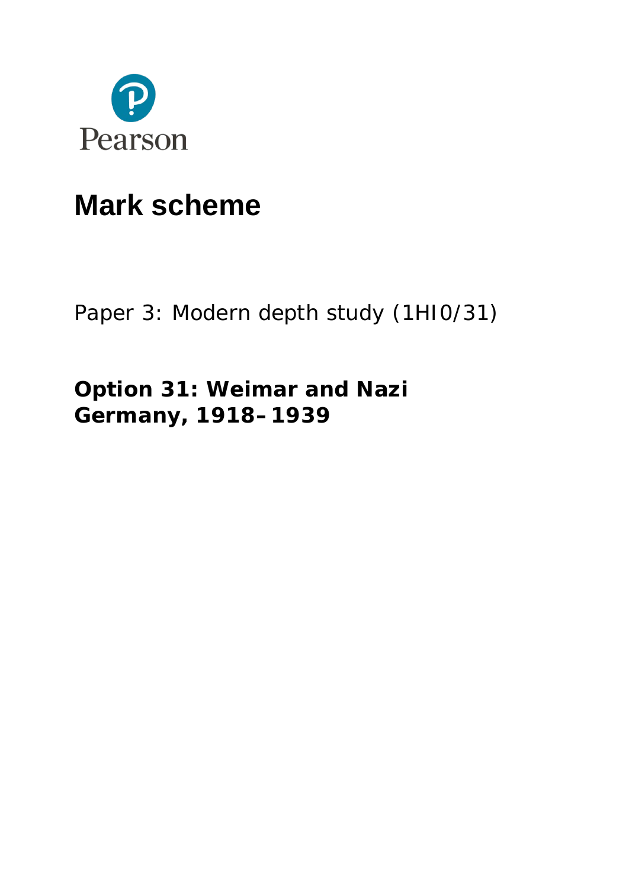Pearson

# Mark scheme

Paper 3: Modern depth study (1HI0/31)

**Option 31: Weimar and Nazi Germany, 1918–1939**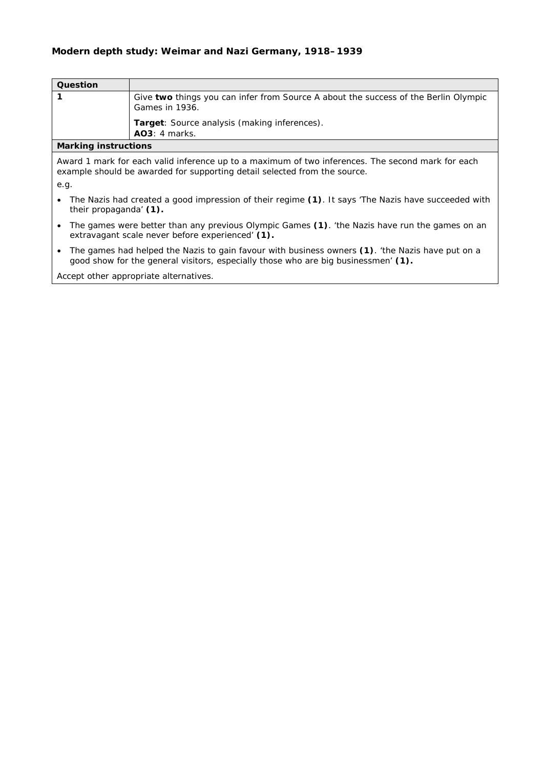**Modern depth study: Weimar and Nazi Germany, 1918–1939**

| Question | |
|---|---|
| **1** | Give **two** things you can infer from Source A about the success of the Berlin Olympic Games in 1936. <br><br> **Target**: Source analysis (making inferences). <br> **AO3**: 4 marks. |

**Marking instructions**

Award 1 mark for each valid inference up to a maximum of two inferences. The second mark for each example should be awarded for supporting detail selected from the source.

e.g.

- The Nazis had created a good impression of their regime **(1)**. It says 'The Nazis have succeeded with their propaganda' **(1).**
- The games were better than any previous Olympic Games **(1)**. 'the Nazis have run the games on an extravagant scale never before experienced' **(1).**
- The games had helped the Nazis to gain favour with business owners **(1)**. 'the Nazis have put on a good show for the general visitors, especially those who are big businessmen' **(1).**

Accept other appropriate alternatives.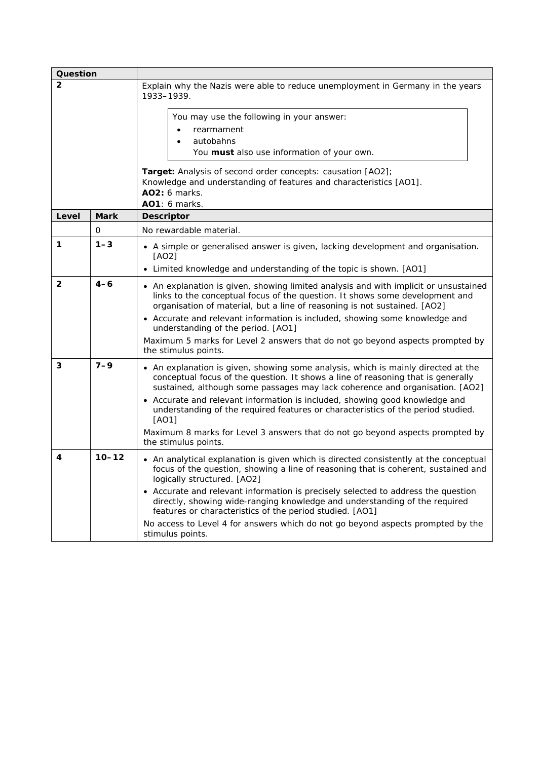| Question | | |
|---|---|---|
| 2 | | Explain why the Nazis were able to reduce unemployment in Germany in the years 1933–1939.<br><br>You may use the following in your answer:<br>• rearmament<br>• autobahns<br>You **must** also use information of your own.<br><br>**Target:** Analysis of second order concepts: causation [AO2];<br>Knowledge and understanding of features and characteristics [AO1].<br>**AO2:** 6 marks.<br>**AO1**: 6 marks. |
| **Level** | **Mark** | **Descriptor** |
| | 0 | No rewardable material. |
| 1 | 1–3 | • A simple or generalised answer is given, lacking development and organisation. [AO2]<br>• Limited knowledge and understanding of the topic is shown. [AO1] |
| 2 | 4–6 | • An explanation is given, showing limited analysis and with implicit or unsustained links to the conceptual focus of the question. It shows some development and organisation of material, but a line of reasoning is not sustained. [AO2]<br>• Accurate and relevant information is included, showing some knowledge and understanding of the period. [AO1]<br>Maximum 5 marks for Level 2 answers that do not go beyond aspects prompted by the stimulus points. |
| 3 | 7–9 | • An explanation is given, showing some analysis, which is mainly directed at the conceptual focus of the question. It shows a line of reasoning that is generally sustained, although some passages may lack coherence and organisation. [AO2]<br>• Accurate and relevant information is included, showing good knowledge and understanding of the required features or characteristics of the period studied. [AO1]<br>Maximum 8 marks for Level 3 answers that do not go beyond aspects prompted by the stimulus points. |
| 4 | 10–12 | • An analytical explanation is given which is directed consistently at the conceptual focus of the question, showing a line of reasoning that is coherent, sustained and logically structured. [AO2]<br>• Accurate and relevant information is precisely selected to address the question directly, showing wide-ranging knowledge and understanding of the required features or characteristics of the period studied. [AO1]<br>No access to Level 4 for answers which do not go beyond aspects prompted by the stimulus points. |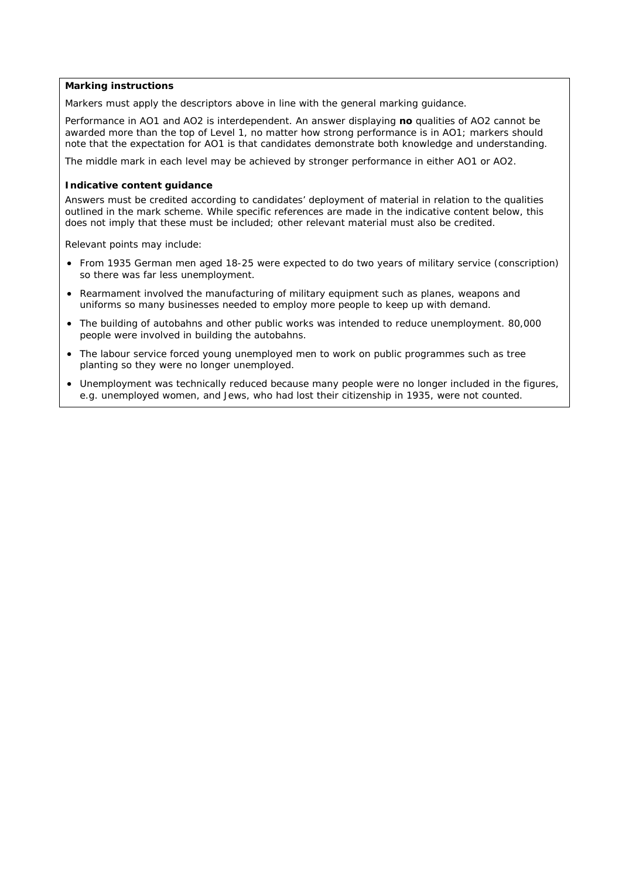**Marking instructions**

Markers must apply the descriptors above in line with the general marking guidance.

Performance in AO1 and AO2 is interdependent. An answer displaying **no** qualities of AO2 cannot be awarded more than the top of Level 1, no matter how strong performance is in AO1; markers should note that the expectation for AO1 is that candidates demonstrate both knowledge and understanding.

The middle mark in each level may be achieved by stronger performance in either AO1 or AO2.

**Indicative content guidance**

Answers must be credited according to candidates' deployment of material in relation to the qualities outlined in the mark scheme. While specific references are made in the indicative content below, this does not imply that these must be included; other relevant material must also be credited.

Relevant points may include:

- From 1935 German men aged 18-25 were expected to do two years of military service (conscription) so there was far less unemployment.
- Rearmament involved the manufacturing of military equipment such as planes, weapons and uniforms so many businesses needed to employ more people to keep up with demand.
- The building of autobahns and other public works was intended to reduce unemployment. 80,000 people were involved in building the autobahns.
- The labour service forced young unemployed men to work on public programmes such as tree planting so they were no longer unemployed.
- Unemployment was technically reduced because many people were no longer included in the figures, e.g. unemployed women, and Jews, who had lost their citizenship in 1935, were not counted.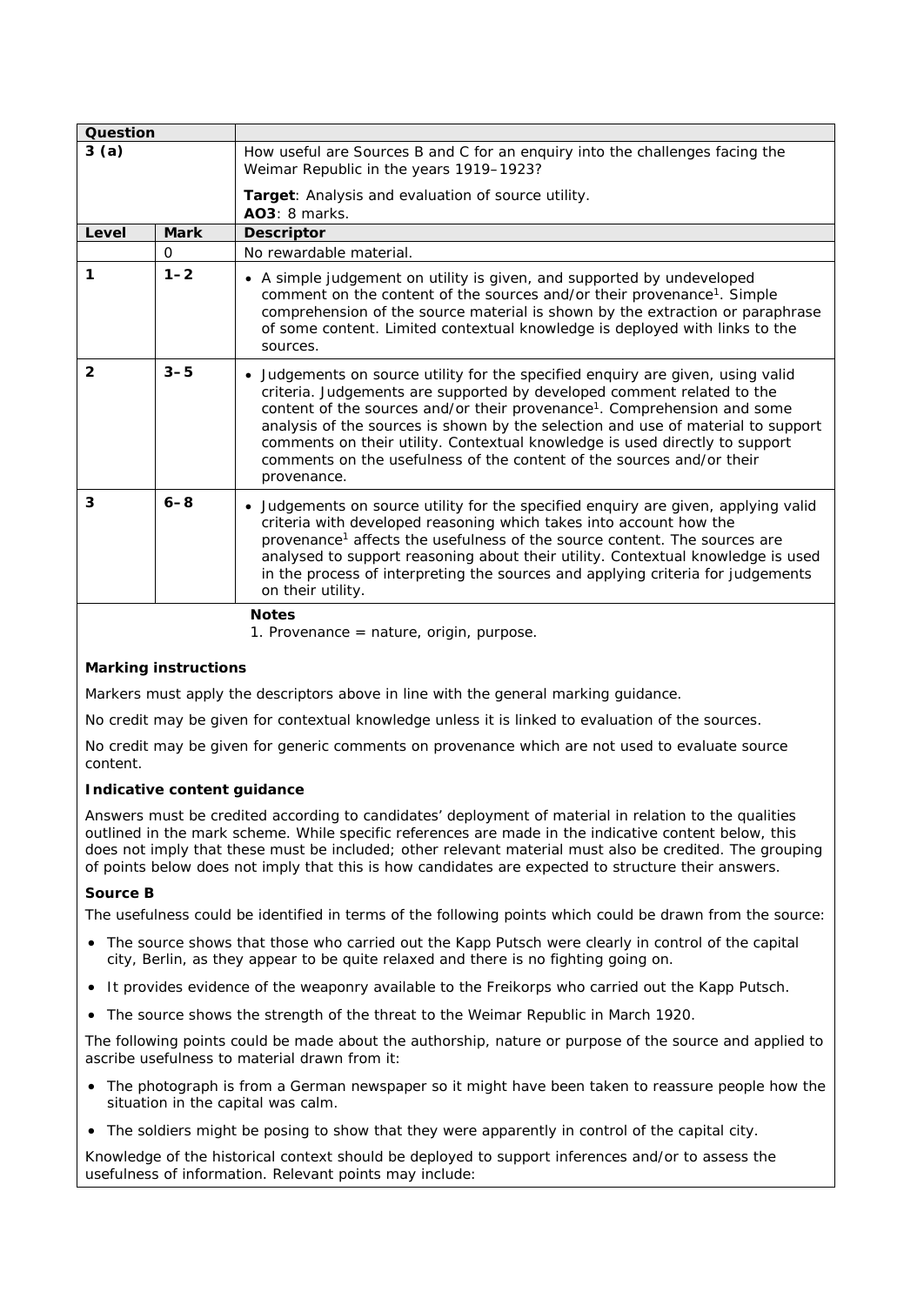| Question | | |
|---|---|---|
| 3 (a) | | How useful are Sources B and C for an enquiry into the challenges facing the Weimar Republic in the years 1919–1923?<br><br>**Target**: Analysis and evaluation of source utility.<br>**AO3**: 8 marks. |
| **Level** | **Mark** | **Descriptor** |
| | 0 | No rewardable material. |
| 1 | 1–2 | • A simple judgement on utility is given, and supported by undeveloped comment on the content of the sources and/or their provenance[1]. Simple comprehension of the source material is shown by the extraction or paraphrase of some content. Limited contextual knowledge is deployed with links to the sources. |
| 2 | 3–5 | • Judgements on source utility for the specified enquiry are given, using valid criteria. Judgements are supported by developed comment related to the content of the sources and/or their provenance[1]. Comprehension and some analysis of the sources is shown by the selection and use of material to support comments on their utility. Contextual knowledge is used directly to support comments on the usefulness of the content of the sources and/or their provenance. |
| 3 | 6–8 | • Judgements on source utility for the specified enquiry are given, applying valid criteria with developed reasoning which takes into account how the provenance[1] affects the usefulness of the source content. The sources are analysed to support reasoning about their utility. Contextual knowledge is used in the process of interpreting the sources and applying criteria for judgements on their utility. |

**Notes**

1. Provenance = nature, origin, purpose.

**Marking instructions**

Markers must apply the descriptors above in line with the general marking guidance.

No credit may be given for contextual knowledge unless it is linked to evaluation of the sources.

No credit may be given for generic comments on provenance which are not used to evaluate source content.

**Indicative content guidance**

Answers must be credited according to candidates' deployment of material in relation to the qualities outlined in the mark scheme. While specific references are made in the indicative content below, this does not imply that these must be included; other relevant material must also be credited. The grouping of points below does not imply that this is how candidates are expected to structure their answers.

**Source B**

The usefulness could be identified in terms of the following points which could be drawn from the source:

- The source shows that those who carried out the Kapp Putsch were clearly in control of the capital city, Berlin, as they appear to be quite relaxed and there is no fighting going on.
- It provides evidence of the weaponry available to the Freikorps who carried out the Kapp Putsch.
- The source shows the strength of the threat to the Weimar Republic in March 1920.

The following points could be made about the authorship, nature or purpose of the source and applied to ascribe usefulness to material drawn from it:

- The photograph is from a German newspaper so it might have been taken to reassure people how the situation in the capital was calm.
- The soldiers might be posing to show that they were apparently in control of the capital city.

Knowledge of the historical context should be deployed to support inferences and/or to assess the usefulness of information. Relevant points may include: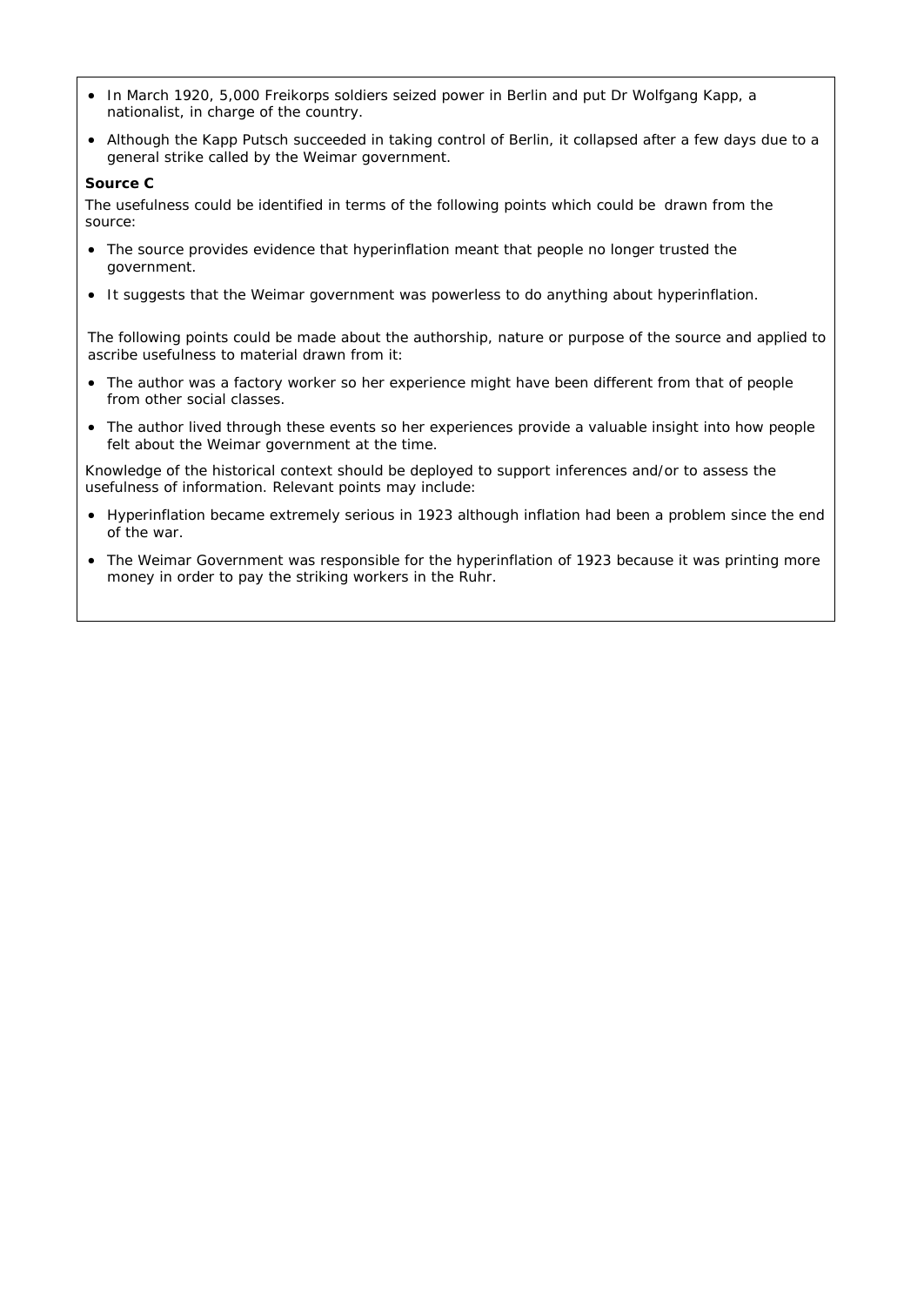- In March 1920, 5,000 Freikorps soldiers seized power in Berlin and put Dr Wolfgang Kapp, a nationalist, in charge of the country.
- Although the Kapp Putsch succeeded in taking control of Berlin, it collapsed after a few days due to a general strike called by the Weimar government.

**Source C**

The usefulness could be identified in terms of the following points which could be drawn from the source:

- The source provides evidence that hyperinflation meant that people no longer trusted the government.
- It suggests that the Weimar government was powerless to do anything about hyperinflation.

The following points could be made about the authorship, nature or purpose of the source and applied to ascribe usefulness to material drawn from it:

- The author was a factory worker so her experience might have been different from that of people from other social classes.
- The author lived through these events so her experiences provide a valuable insight into how people felt about the Weimar government at the time.

Knowledge of the historical context should be deployed to support inferences and/or to assess the usefulness of information. Relevant points may include:

- Hyperinflation became extremely serious in 1923 although inflation had been a problem since the end of the war.
- The Weimar Government was responsible for the hyperinflation of 1923 because it was printing more money in order to pay the striking workers in the Ruhr.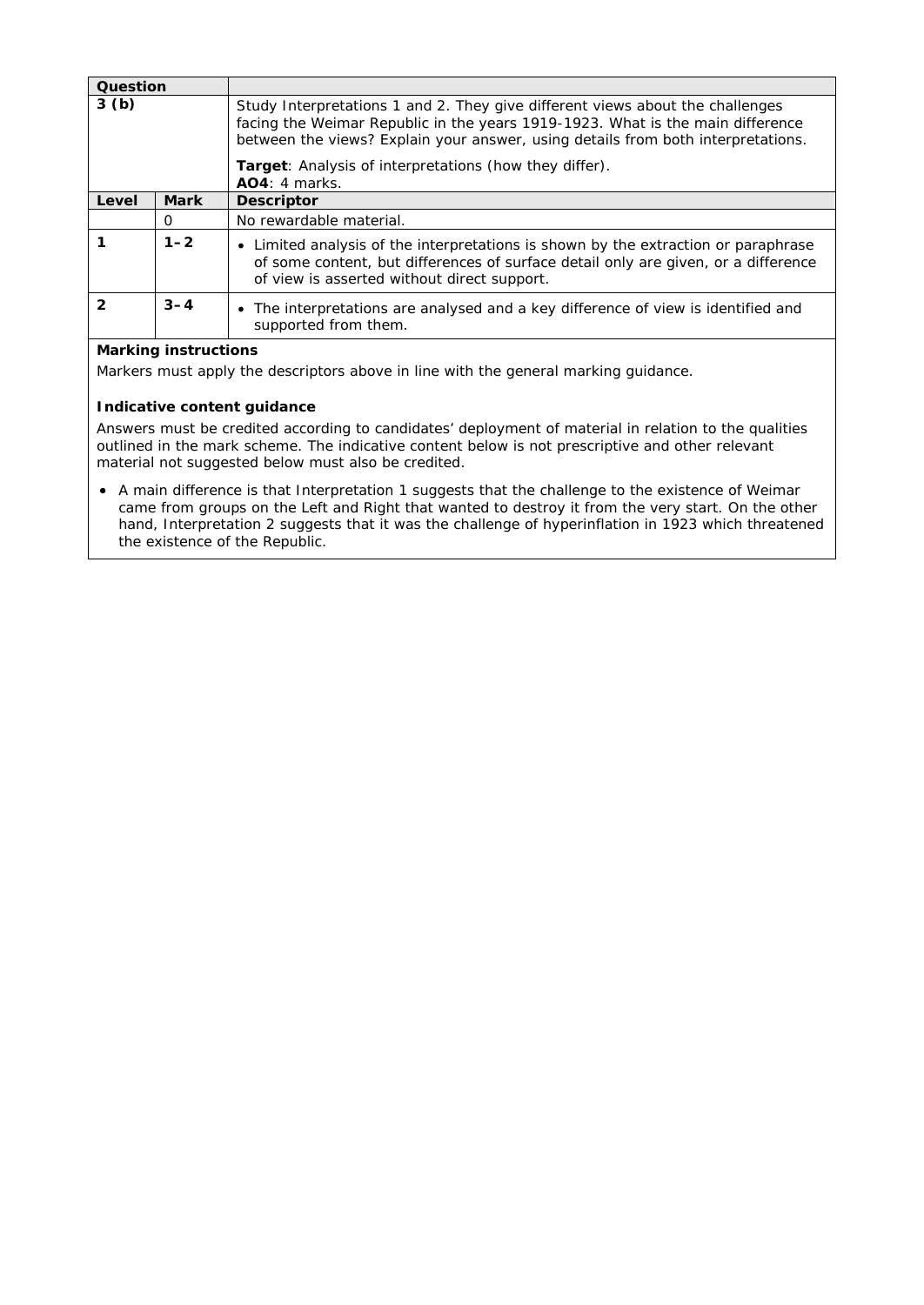| Question | |
|---|---|
| **3 (b)** | Study Interpretations 1 and 2. They give different views about the challenges facing the Weimar Republic in the years 1919-1923. What is the main difference between the views? Explain your answer, using details from both interpretations.<br><br>**Target**: Analysis of interpretations (how they differ).<br>**AO4**: 4 marks. |

| Level | Mark | Descriptor |
|---|---|---|
| | 0 | No rewardable material. |
| **1** | **1–2** | • Limited analysis of the interpretations is shown by the extraction or paraphrase of some content, but differences of surface detail only are given, or a difference of view is asserted without direct support. |
| **2** | **3–4** | • The interpretations are analysed and a key difference of view is identified and supported from them. |

**Marking instructions**

Markers must apply the descriptors above in line with the general marking guidance.

**Indicative content guidance**

Answers must be credited according to candidates' deployment of material in relation to the qualities outlined in the mark scheme. The indicative content below is not prescriptive and other relevant material not suggested below must also be credited.

- A main difference is that Interpretation 1 suggests that the challenge to the existence of Weimar came from groups on the Left and Right that wanted to destroy it from the very start. On the other hand, Interpretation 2 suggests that it was the challenge of hyperinflation in 1923 which threatened the existence of the Republic.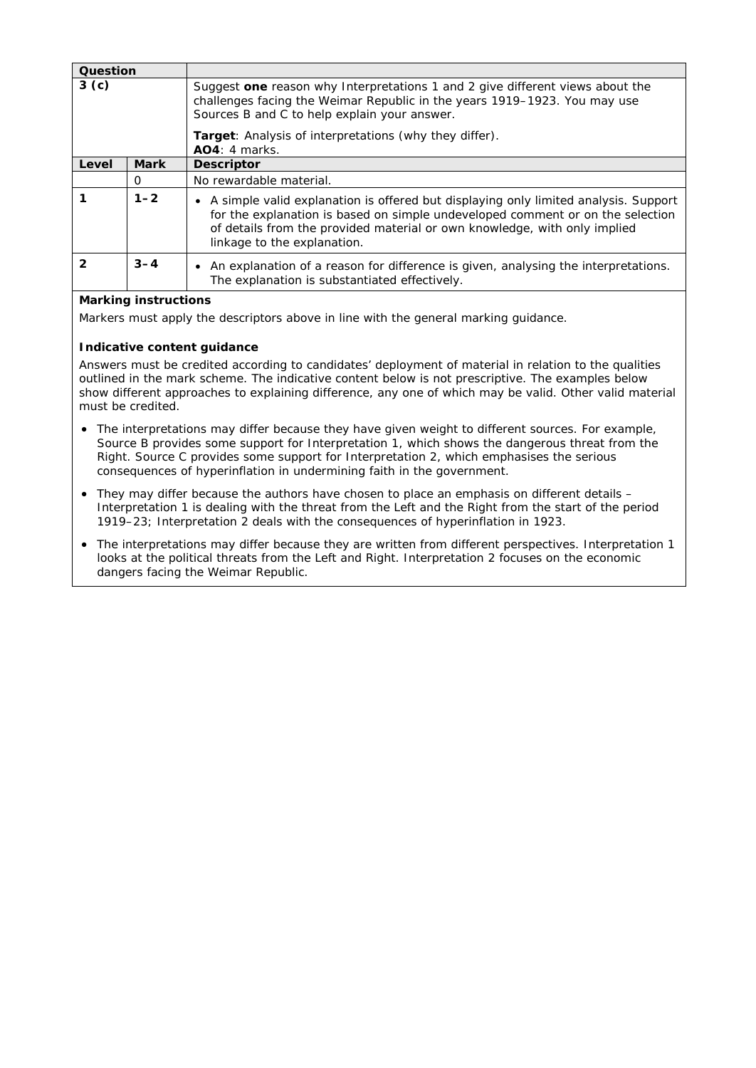| Question | |
|---|---|
| **3 (c)** | Suggest **one** reason why Interpretations 1 and 2 give different views about the challenges facing the Weimar Republic in the years 1919–1923. You may use Sources B and C to help explain your answer.<br><br>**Target**: Analysis of interpretations (why they differ).<br>**AO4**: 4 marks. |

| **Level** | **Mark** | **Descriptor** |
|---|---|---|
| | 0 | No rewardable material. |
| **1** | **1–2** | • A simple valid explanation is offered but displaying only limited analysis. Support for the explanation is based on simple undeveloped comment or on the selection of details from the provided material or own knowledge, with only implied linkage to the explanation. |
| **2** | **3–4** | • An explanation of a reason for difference is given, analysing the interpretations. The explanation is substantiated effectively. |

**Marking instructions**

Markers must apply the descriptors above in line with the general marking guidance.

**Indicative content guidance**

Answers must be credited according to candidates' deployment of material in relation to the qualities outlined in the mark scheme. The indicative content below is not prescriptive. The examples below show different approaches to explaining difference, any one of which may be valid. Other valid material must be credited.

- The interpretations may differ because they have given weight to different sources. For example, Source B provides some support for Interpretation 1, which shows the dangerous threat from the Right. Source C provides some support for Interpretation 2, which emphasises the serious consequences of hyperinflation in undermining faith in the government.
- They may differ because the authors have chosen to place an emphasis on different details – Interpretation 1 is dealing with the threat from the Left and the Right from the start of the period 1919–23; Interpretation 2 deals with the consequences of hyperinflation in 1923.
- The interpretations may differ because they are written from different perspectives. Interpretation 1 looks at the political threats from the Left and Right. Interpretation 2 focuses on the economic dangers facing the Weimar Republic.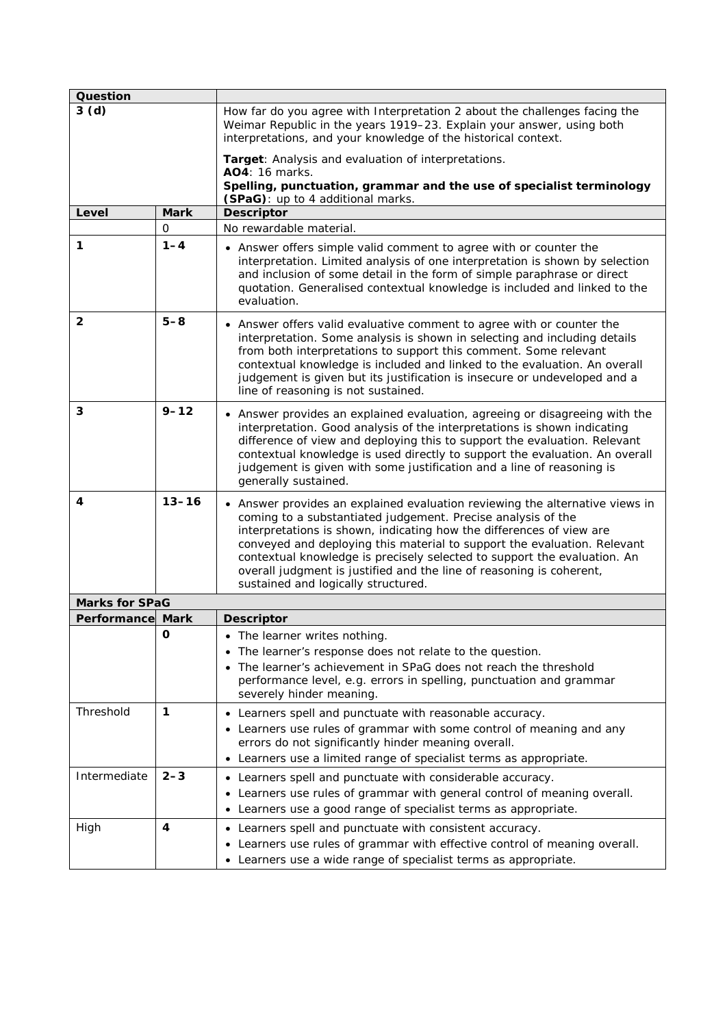| **Question** | | |
|---|---|---|
| **3 (d)** | | How far do you agree with Interpretation 2 about the challenges facing the Weimar Republic in the years 1919–23. Explain your answer, using both interpretations, and your knowledge of the historical context.<br><br>**Target**: Analysis and evaluation of interpretations.<br>**AO4**: 16 marks.<br>**Spelling, punctuation, grammar and the use of specialist terminology (SPaG)**: up to 4 additional marks. |
| **Level** | **Mark** | **Descriptor** |
| | 0 | No rewardable material. |
| **1** | **1–4** | • Answer offers simple valid comment to agree with or counter the interpretation. Limited analysis of one interpretation is shown by selection and inclusion of some detail in the form of simple paraphrase or direct quotation. Generalised contextual knowledge is included and linked to the evaluation. |
| **2** | **5–8** | • Answer offers valid evaluative comment to agree with or counter the interpretation. Some analysis is shown in selecting and including details from both interpretations to support this comment. Some relevant contextual knowledge is included and linked to the evaluation. An overall judgement is given but its justification is insecure or undeveloped and a line of reasoning is not sustained. |
| **3** | **9–12** | • Answer provides an explained evaluation, agreeing or disagreeing with the interpretation. Good analysis of the interpretations is shown indicating difference of view and deploying this to support the evaluation. Relevant contextual knowledge is used directly to support the evaluation. An overall judgement is given with some justification and a line of reasoning is generally sustained. |
| **4** | **13–16** | • Answer provides an explained evaluation reviewing the alternative views in coming to a substantiated judgement. Precise analysis of the interpretations is shown, indicating how the differences of view are conveyed and deploying this material to support the evaluation. Relevant contextual knowledge is precisely selected to support the evaluation. An overall judgment is justified and the line of reasoning is coherent, sustained and logically structured. |
| **Marks for SPaG** | | |
| **Performance** | **Mark** | **Descriptor** |
| | **0** | • The learner writes nothing.<br>• The learner's response does not relate to the question.<br>• The learner's achievement in SPaG does not reach the threshold performance level, e.g. errors in spelling, punctuation and grammar severely hinder meaning. |
| Threshold | **1** | • Learners spell and punctuate with reasonable accuracy.<br>• Learners use rules of grammar with some control of meaning and any errors do not significantly hinder meaning overall.<br>• Learners use a limited range of specialist terms as appropriate. |
| Intermediate | **2–3** | • Learners spell and punctuate with considerable accuracy.<br>• Learners use rules of grammar with general control of meaning overall.<br>• Learners use a good range of specialist terms as appropriate. |
| High | **4** | • Learners spell and punctuate with consistent accuracy.<br>• Learners use rules of grammar with effective control of meaning overall.<br>• Learners use a wide range of specialist terms as appropriate. |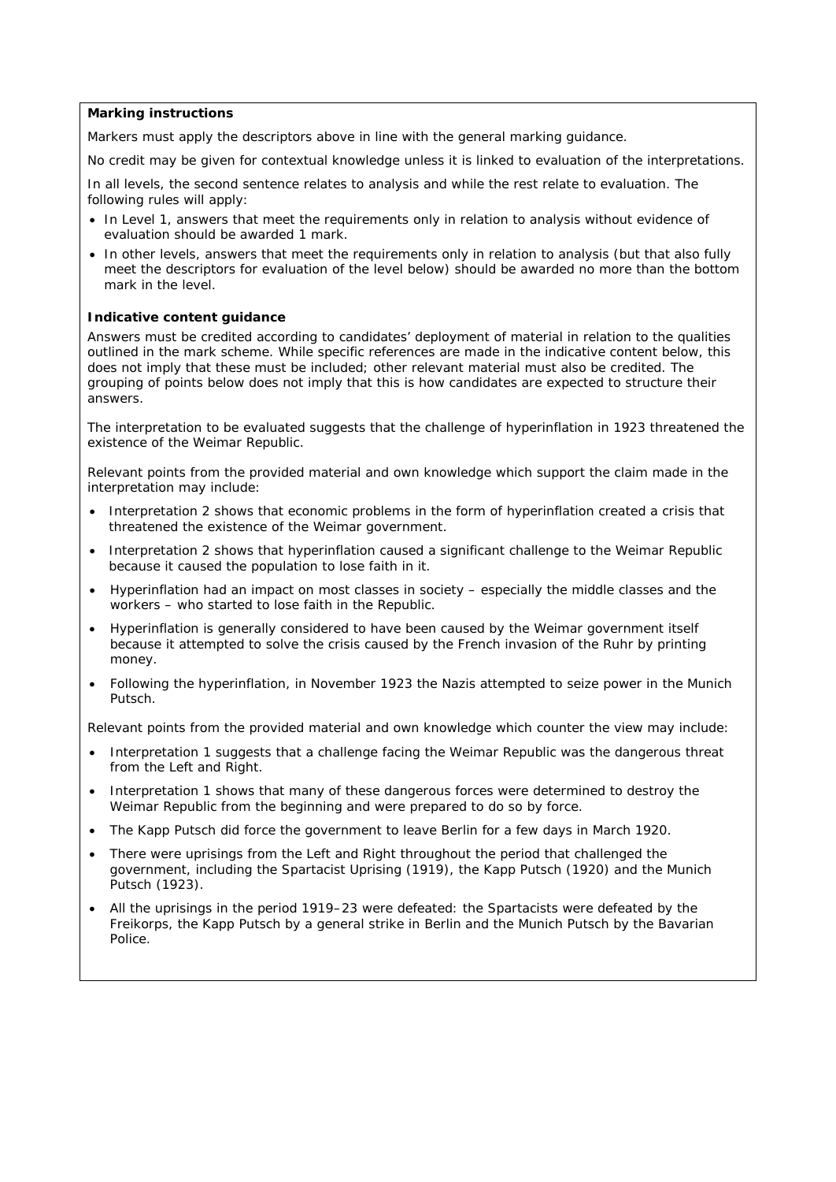**Marking instructions**

Markers must apply the descriptors above in line with the general marking guidance.

No credit may be given for contextual knowledge unless it is linked to evaluation of the interpretations.

In all levels, the second sentence relates to analysis and while the rest relate to evaluation. The following rules will apply:

- In Level 1, answers that meet the requirements only in relation to analysis without evidence of evaluation should be awarded 1 mark.
- In other levels, answers that meet the requirements only in relation to analysis (but that also fully meet the descriptors for evaluation of the level below) should be awarded no more than the bottom mark in the level.

**Indicative content guidance**

Answers must be credited according to candidates' deployment of material in relation to the qualities outlined in the mark scheme. While specific references are made in the indicative content below, this does not imply that these must be included; other relevant material must also be credited. The grouping of points below does not imply that this is how candidates are expected to structure their answers.

The interpretation to be evaluated suggests that the challenge of hyperinflation in 1923 threatened the existence of the Weimar Republic.

Relevant points from the provided material and own knowledge which support the claim made in the interpretation may include:

- Interpretation 2 shows that economic problems in the form of hyperinflation created a crisis that threatened the existence of the Weimar government.
- Interpretation 2 shows that hyperinflation caused a significant challenge to the Weimar Republic because it caused the population to lose faith in it.
- Hyperinflation had an impact on most classes in society – especially the middle classes and the workers – who started to lose faith in the Republic.
- Hyperinflation is generally considered to have been caused by the Weimar government itself because it attempted to solve the crisis caused by the French invasion of the Ruhr by printing money.
- Following the hyperinflation, in November 1923 the Nazis attempted to seize power in the Munich Putsch.

Relevant points from the provided material and own knowledge which counter the view may include:

- Interpretation 1 suggests that a challenge facing the Weimar Republic was the dangerous threat from the Left and Right.
- Interpretation 1 shows that many of these dangerous forces were determined to destroy the Weimar Republic from the beginning and were prepared to do so by force.
- The Kapp Putsch did force the government to leave Berlin for a few days in March 1920.
- There were uprisings from the Left and Right throughout the period that challenged the government, including the Spartacist Uprising (1919), the Kapp Putsch (1920) and the Munich Putsch (1923).
- All the uprisings in the period 1919–23 were defeated: the Spartacists were defeated by the Freikorps, the Kapp Putsch by a general strike in Berlin and the Munich Putsch by the Bavarian Police.